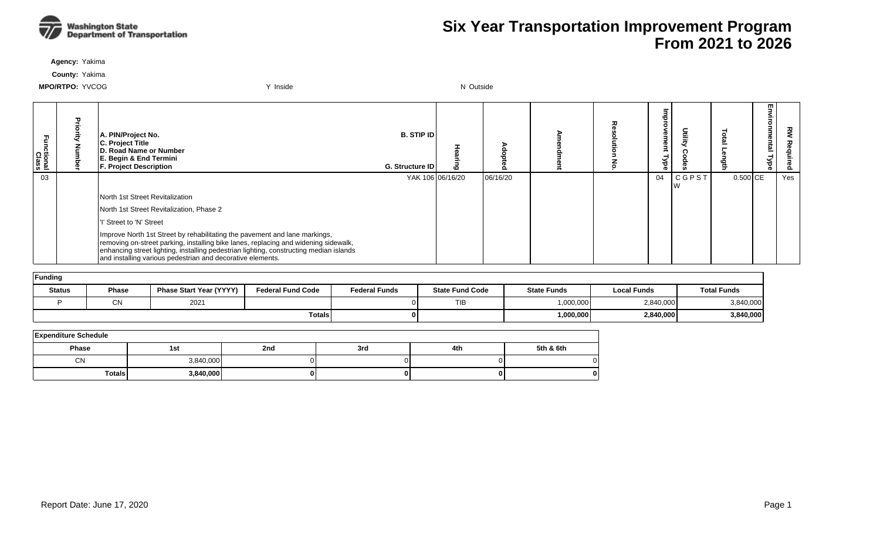# Six Year Transportation Improvement Program
# From 2021 to 2026

**Agency:** Yakima

**County:** Yakima

**MPO/RTPO:** YVCOG     Y Inside     N Outside

| Functional Class | Priority Number | A. PIN/Project No. B. STIP ID C. Project Title D. Road Name or Number E. Begin & End Termini F. Project Description G. Structure ID | Hearing | Adopted | Amendment | Resolution No. | Improvement Type | Utility Codes | Total Length | Environmental Type | RW Required |
|---|---|---|---|---|---|---|---|---|---|---|---|
| 03 | | B. YAK 106<br>C. North 1st Street Revitalization<br>D. North 1st Street Revitalization, Phase 2<br>E. 'I' Street to 'N' Street<br>F. Improve North 1st Street by rehabilitating the pavement and lane markings, removing on-street parking, installing bike lanes, replacing and widening sidewalk, enhancing street lighting, installing pedestrian lighting, constructing median islands and installing various pedestrian and decorative elements. | 06/16/20 | 06/16/20 | | | 04 | C G P S T W | 0.500 | CE | Yes |

**Funding**

| Status | Phase | Phase Start Year (YYYY) | Federal Fund Code | Federal Funds | State Fund Code | State Funds | Local Funds | Total Funds |
|---|---|---|---|---|---|---|---|---|
| P | CN | 2021 | | 0 | TIB | 1,000,000 | 2,840,000 | 3,840,000 |
| | | | | **Totals** **0** | | **1,000,000** | **2,840,000** | **3,840,000** |

**Expenditure Schedule**

| Phase | 1st | 2nd | 3rd | 4th | 5th & 6th |
|---|---|---|---|---|---|
| CN | 3,840,000 | 0 | 0 | 0 | 0 |
| **Totals** | **3,840,000** | **0** | **0** | **0** | **0** |

Report Date: June 17, 2020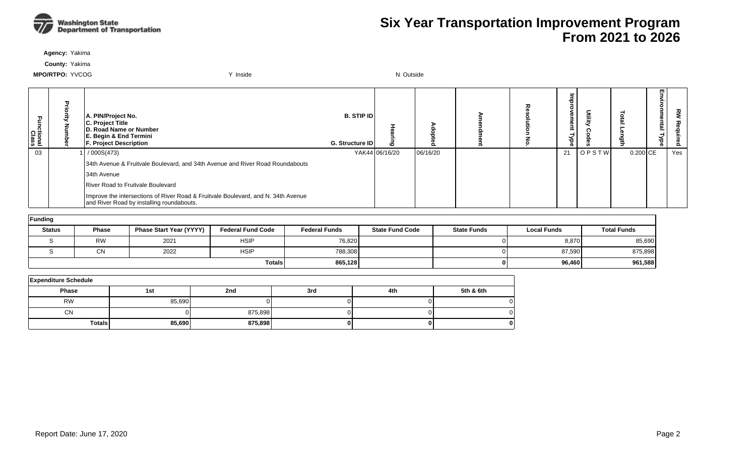# Six Year Transportation Improvement Program
## From 2021 to 2026

**Agency:** Yakima

**County:** Yakima

**MPO/RTPO:** YVCOG Y Inside N Outside

| Functional Class | Priority Number | A. PIN/Project No. C. Project Title D. Road Name or Number E. Begin & End Termini F. Project Description | B. STIP ID G. Structure ID | Hearing | Adopted | Amendment | Resolution No. | Improvement Type | Utility Codes | Total Length | Environmental Type | RW Required |
|---|---|---|---|---|---|---|---|---|---|---|---|---|
| 03 | 1 | / 000S(473) | YAK44 | 06/16/20 | 06/16/20 | | | 21 | O P S T W | 0.200 | CE | Yes |
| | | 34th Avenue & Fruitvale Boulevard, and 34th Avenue and River Road Roundabouts | | | | | | | | | | |
| | | 34th Avenue | | | | | | | | | | |
| | | River Road to Fruitvale Boulevard | | | | | | | | | | |
| | | Improve the intersections of River Road & Fruitvale Boulevard, and N. 34th Avenue and River Road by installing roundabouts. | | | | | | | | | | |

**Funding**

| Status | Phase | Phase Start Year (YYYY) | Federal Fund Code | Federal Funds | State Fund Code | State Funds | Local Funds | Total Funds |
|---|---|---|---|---|---|---|---|---|
| S | RW | 2021 | HSIP | 76,820 | | 0 | 8,870 | 85,690 |
| S | CN | 2022 | HSIP | 788,308 | | 0 | 87,590 | 875,898 |
| | | | **Totals** | **865,128** | | **0** | **96,460** | **961,588** |

**Expenditure Schedule**

| Phase | 1st | 2nd | 3rd | 4th | 5th & 6th |
|---|---|---|---|---|---|
| RW | 85,690 | 0 | 0 | 0 | 0 |
| CN | 0 | 875,898 | 0 | 0 | 0 |
| **Totals** | **85,690** | **875,898** | **0** | **0** | **0** |

Report Date: June 17, 2020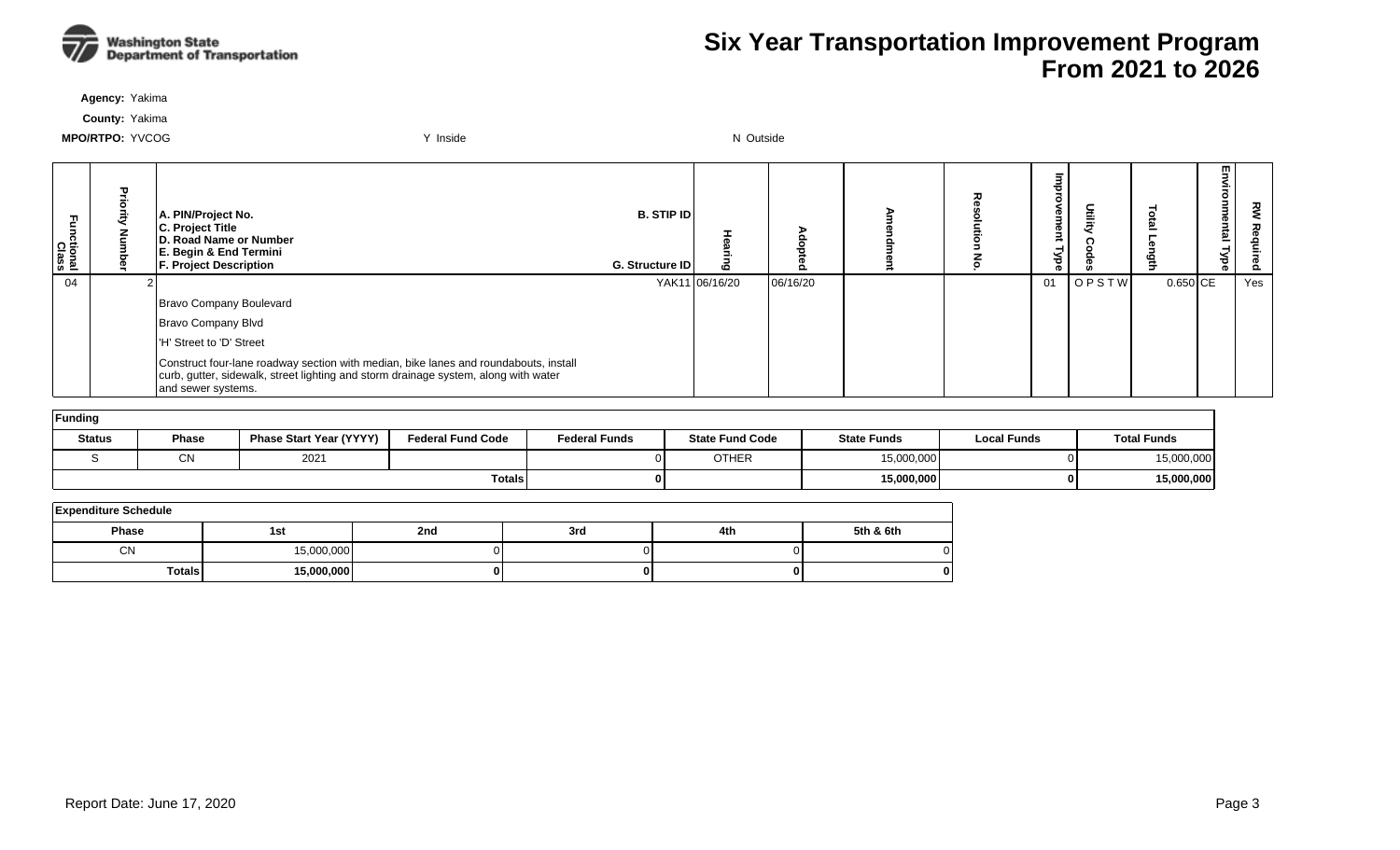# Six Year Transportation Improvement Program
# From 2021 to 2026

**Agency:** Yakima

**County:** Yakima

**MPO/RTPO:** YVCOG Y Inside N Outside

| Functional Class | Priority Number | A. PIN/Project No. C. Project Title D. Road Name or Number E. Begin & End Termini F. Project Description | B. STIP ID G. Structure ID | Hearing | Adopted | Amendment | Resolution No. | Improvement Type | Utility Codes | Total Length | Environmental Type | RW Required |
|---|---|---|---|---|---|---|---|---|---|---|---|---|
| 04 | 2 | Bravo Company Boulevard<br>Bravo Company Blvd<br>'H' Street to 'D' Street<br>Construct four-lane roadway section with median, bike lanes and roundabouts, install curb, gutter, sidewalk, street lighting and storm drainage system, along with water and sewer systems. | YAK11 | 06/16/20 | 06/16/20 | | | 01 | O P S T W | 0.650 | CE | Yes |

**Funding**

| Status | Phase | Phase Start Year (YYYY) | Federal Fund Code | Federal Funds | State Fund Code | State Funds | Local Funds | Total Funds |
|---|---|---|---|---|---|---|---|---|
| S | CN | 2021 | | 0 | OTHER | 15,000,000 | 0 | 15,000,000 |
| | | | Totals | 0 | | 15,000,000 | 0 | 15,000,000 |

**Expenditure Schedule**

| Phase | 1st | 2nd | 3rd | 4th | 5th & 6th |
|---|---|---|---|---|---|
| CN | 15,000,000 | 0 | 0 | 0 | 0 |
| Totals | 15,000,000 | 0 | 0 | 0 | 0 |

Report Date: June 17, 2020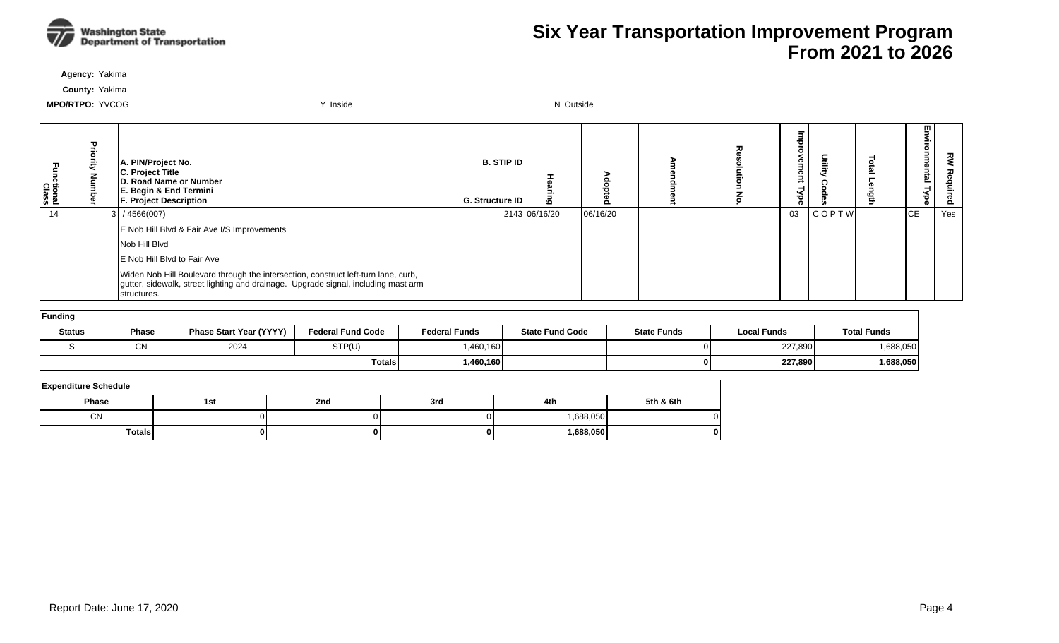# Six Year Transportation Improvement Program From 2021 to 2026

**Agency:** Yakima

**County:** Yakima

**MPO/RTPO:** YVCOG        Y Inside        N Outside

| Functional Class | Priority Number | A. PIN/Project No. C. Project Title D. Road Name or Number E. Begin & End Termini F. Project Description | B. STIP ID G. Structure ID | Hearing | Adopted | Amendment | Resolution No. | Improvement Type | Utility Codes | Total Length | Environmental Type | RW Required |
|---|---|---|---|---|---|---|---|---|---|---|---|---|
| 14 | 3 | / 4566(007) | 2143 | 06/16/20 | 06/16/20 | | | 03 | C O P T W | | CE | Yes |
| | | E Nob Hill Blvd & Fair Ave I/S Improvements | | | | | | | | | | |
| | | Nob Hill Blvd | | | | | | | | | | |
| | | E Nob Hill Blvd to Fair Ave | | | | | | | | | | |
| | | Widen Nob Hill Boulevard through the intersection, construct left-turn lane, curb, gutter, sidewalk, street lighting and drainage. Upgrade signal, including mast arm structures. | | | | | | | | | | |

**Funding**

| Status | Phase | Phase Start Year (YYYY) | Federal Fund Code | Federal Funds | State Fund Code | State Funds | Local Funds | Total Funds |
|---|---|---|---|---|---|---|---|---|
| S | CN | 2024 | STP(U) | 1,460,160 | | 0 | 227,890 | 1,688,050 |
| | | | **Totals** | **1,460,160** | | **0** | **227,890** | **1,688,050** |

**Expenditure Schedule**

| Phase | 1st | 2nd | 3rd | 4th | 5th & 6th |
|---|---|---|---|---|---|
| CN | 0 | 0 | 0 | 1,688,050 | 0 |
| **Totals** | **0** | **0** | **0** | **1,688,050** | **0** |

Report Date: June 17, 2020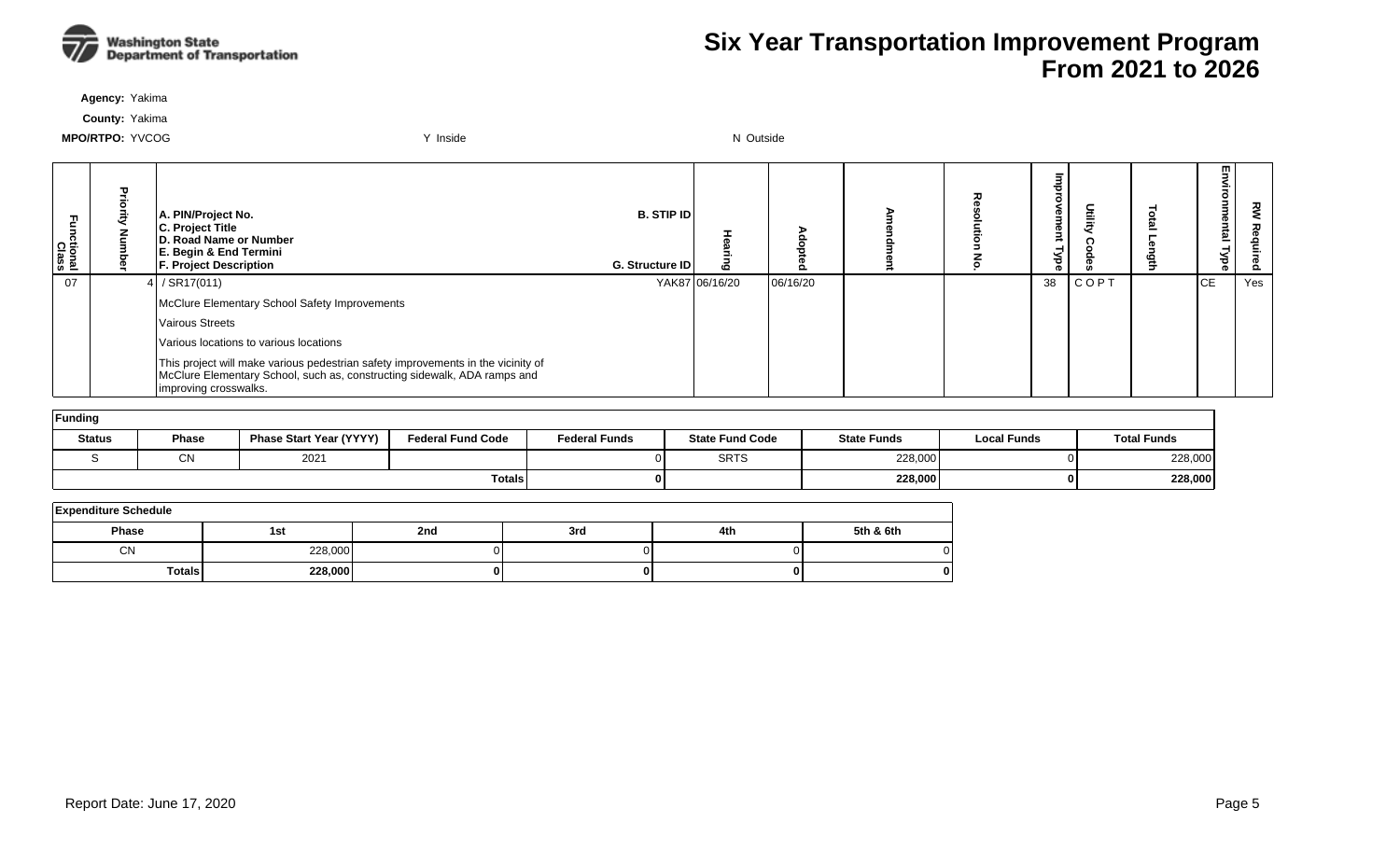# Six Year Transportation Improvement Program From 2021 to 2026

**Agency:** Yakima

**County:** Yakima

**MPO/RTPO:** YVCOG &nbsp;&nbsp;&nbsp;&nbsp; Y Inside &nbsp;&nbsp;&nbsp;&nbsp; N Outside

| Functional Class | Priority Number | A. PIN/Project No.<br>C. Project Title<br>D. Road Name or Number<br>E. Begin & End Termini<br>F. Project Description | B. STIP ID<br>G. Structure ID | Hearing | Adopted | Amendment | Resolution No. | Improvement Type | Utility Codes | Total Length | Environmental Type | RW Required |
|---|---|---|---|---|---|---|---|---|---|---|---|---|
| 07 | 4 | / SR17(011)<br>McClure Elementary School Safety Improvements<br>Vairous Streets<br>Various locations to various locations<br>This project will make various pedestrian safety improvements in the vicinity of McClure Elementary School, such as, constructing sidewalk, ADA ramps and improving crosswalks. | YAK87 | 06/16/20 | 06/16/20 | | | 38 | C O P T | | CE | Yes |

**Funding**

| Status | Phase | Phase Start Year (YYYY) | Federal Fund Code | Federal Funds | State Fund Code | State Funds | Local Funds | Total Funds |
|---|---|---|---|---|---|---|---|---|
| S | CN | 2021 | | 0 | SRTS | 228,000 | 0 | 228,000 |
| | | | **Totals** | **0** | | **228,000** | **0** | **228,000** |

**Expenditure Schedule**

| Phase | 1st | 2nd | 3rd | 4th | 5th & 6th |
|---|---|---|---|---|---|
| CN | 228,000 | 0 | 0 | 0 | 0 |
| **Totals** | **228,000** | **0** | **0** | **0** | **0** |

Report Date: June 17, 2020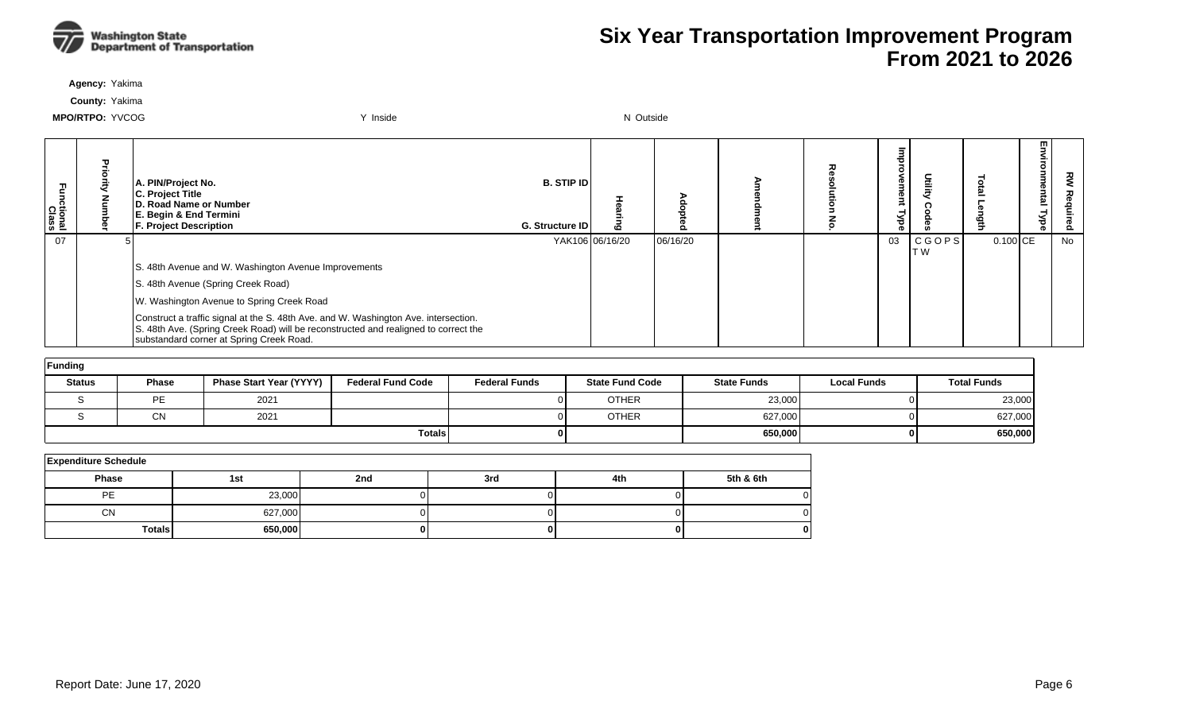# Six Year Transportation Improvement Program From 2021 to 2026

**Agency:** Yakima

**County:** Yakima

**MPO/RTPO:** YVCOG　　Y Inside　　N Outside

| Functional Class | Priority Number | A. PIN/Project No. C. Project Title D. Road Name or Number E. Begin & End Termini F. Project Description | B. STIP ID G. Structure ID | Hearing | Adopted | Amendment | Resolution No. | Improvement Type | Utility Codes | Total Length | Environmental Type | RW Required |
|---|---|---|---|---|---|---|---|---|---|---|---|---|
| 07 | 5 | | YAK106 | 06/16/20 | 06/16/20 | | | 03 | C G O P S T W | 0.100 | CE | No |
| | | S. 48th Avenue and W. Washington Avenue Improvements | | | | | | | | | | |
| | | S. 48th Avenue (Spring Creek Road) | | | | | | | | | | |
| | | W. Washington Avenue to Spring Creek Road | | | | | | | | | | |
| | | Construct a traffic signal at the S. 48th Ave. and W. Washington Ave. intersection. S. 48th Ave. (Spring Creek Road) will be reconstructed and realigned to correct the substandard corner at Spring Creek Road. | | | | | | | | | | |

**Funding**

| Status | Phase | Phase Start Year (YYYY) | Federal Fund Code | Federal Funds | State Fund Code | State Funds | Local Funds | Total Funds |
|---|---|---|---|---|---|---|---|---|
| S | PE | 2021 | | 0 | OTHER | 23,000 | 0 | 23,000 |
| S | CN | 2021 | | 0 | OTHER | 627,000 | 0 | 627,000 |
| | | | **Totals** | **0** | | **650,000** | **0** | **650,000** |

**Expenditure Schedule**

| Phase | 1st | 2nd | 3rd | 4th | 5th & 6th |
|---|---|---|---|---|---|
| PE | 23,000 | 0 | 0 | 0 | 0 |
| CN | 627,000 | 0 | 0 | 0 | 0 |
| **Totals** | **650,000** | **0** | **0** | **0** | **0** |

Report Date: June 17, 2020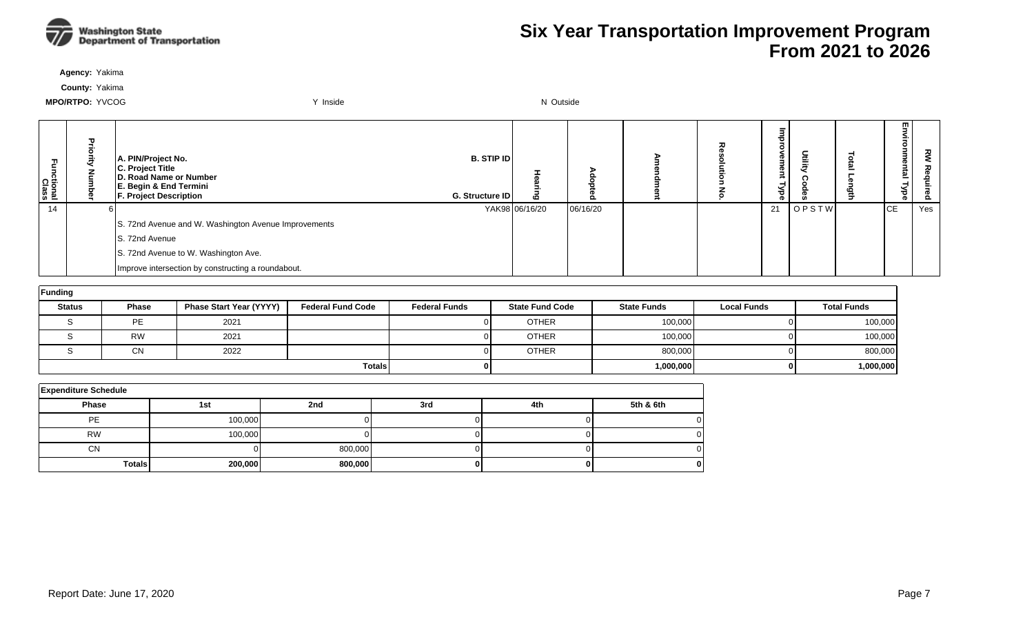# Six Year Transportation Improvement Program From 2021 to 2026

Washington State Department of Transportation

**Agency:** Yakima

**County:** Yakima

**MPO/RTPO:** YVCOG　　Y Inside　　N Outside

| Functional Class | Priority Number | A. PIN/Project No. C. Project Title D. Road Name or Number E. Begin & End Termini F. Project Description | B. STIP ID G. Structure ID | Hearing | Adopted | Amendment | Resolution No. | Improvement Type | Utility Codes | Total Length | Environmental Type | RW Required |
|---|---|---|---|---|---|---|---|---|---|---|---|---|
| 14 | 6 | | YAK98 | 06/16/20 | 06/16/20 | | | 21 | O P S T W | | CE | Yes |
| | | S. 72nd Avenue and W. Washington Avenue Improvements | | | | | | | | | | |
| | | S. 72nd Avenue | | | | | | | | | | |
| | | S. 72nd Avenue to W. Washington Ave. | | | | | | | | | | |
| | | Improve intersection by constructing a roundabout. | | | | | | | | | | |

**Funding**

| Status | Phase | Phase Start Year (YYYY) | Federal Fund Code | Federal Funds | State Fund Code | State Funds | Local Funds | Total Funds |
|---|---|---|---|---|---|---|---|---|
| S | PE | 2021 | | 0 | OTHER | 100,000 | 0 | 100,000 |
| S | RW | 2021 | | 0 | OTHER | 100,000 | 0 | 100,000 |
| S | CN | 2022 | | 0 | OTHER | 800,000 | 0 | 800,000 |
| | | | Totals | 0 | | 1,000,000 | 0 | 1,000,000 |

**Expenditure Schedule**

| Phase | 1st | 2nd | 3rd | 4th | 5th & 6th |
|---|---|---|---|---|---|
| PE | 100,000 | 0 | 0 | 0 | 0 |
| RW | 100,000 | 0 | 0 | 0 | 0 |
| CN | 0 | 800,000 | 0 | 0 | 0 |
| Totals | 200,000 | 800,000 | 0 | 0 | 0 |

Report Date: June 17, 2020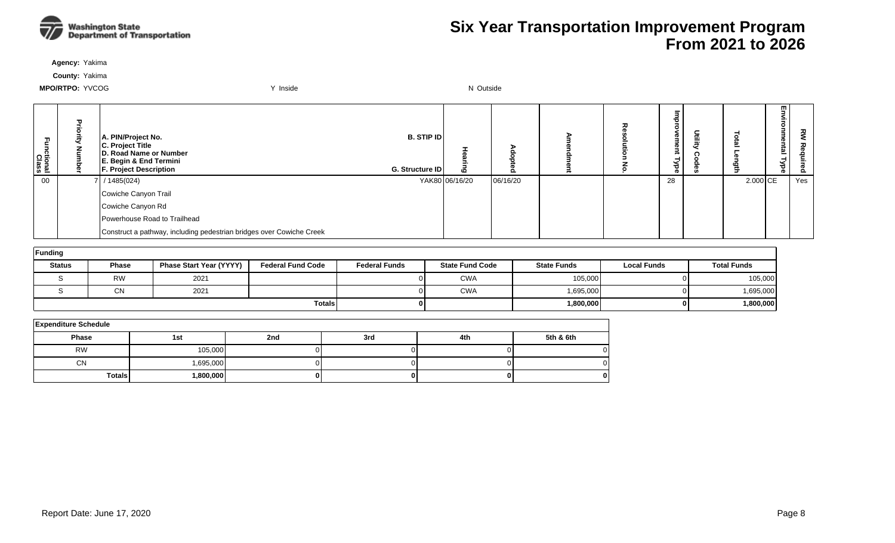# Six Year Transportation Improvement Program
## From 2021 to 2026

**Agency:** Yakima

**County:** Yakima

**MPO/RTPO:** YVCOG          Y Inside          N Outside

| Functional Class | Priority Number | A. PIN/Project No.<br>C. Project Title<br>D. Road Name or Number<br>E. Begin & End Termini<br>F. Project Description | B. STIP ID<br>G. Structure ID | Hearing | Adopted | Amendment | Resolution No. | Improvement Type | Utility Codes | Total Length | Environmental Type | RW Required |
|---|---|---|---|---|---|---|---|---|---|---|---|---|
| 00 | 7 | / 1485(024)<br>Cowiche Canyon Trail<br>Cowiche Canyon Rd<br>Powerhouse Road to Trailhead<br>Construct a pathway, including pedestrian bridges over Cowiche Creek | YAK80 | 06/16/20 | 06/16/20 | | | 28 | | 2.000 | CE | Yes |

**Funding**

| Status | Phase | Phase Start Year (YYYY) | Federal Fund Code | Federal Funds | State Fund Code | State Funds | Local Funds | Total Funds |
|---|---|---|---|---|---|---|---|---|
| S | RW | 2021 | | 0 | CWA | 105,000 | 0 | 105,000 |
| S | CN | 2021 | | 0 | CWA | 1,695,000 | 0 | 1,695,000 |
| | | | **Totals** | **0** | | **1,800,000** | **0** | **1,800,000** |

**Expenditure Schedule**

| Phase | 1st | 2nd | 3rd | 4th | 5th & 6th |
|---|---|---|---|---|---|
| RW | 105,000 | 0 | 0 | 0 | 0 |
| CN | 1,695,000 | 0 | 0 | 0 | 0 |
| **Totals** | **1,800,000** | **0** | **0** | **0** | **0** |

Report Date: June 17, 2020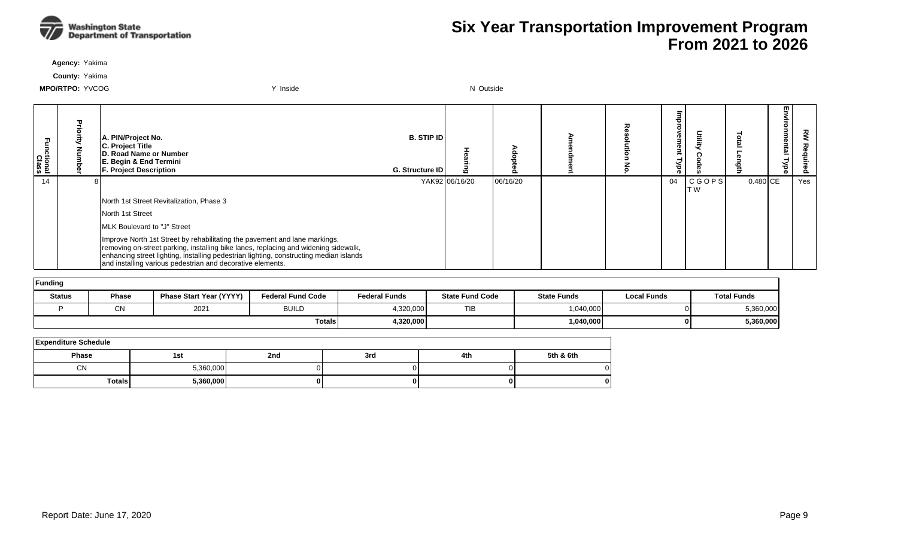# Six Year Transportation Improvement Program
# From 2021 to 2026

**Agency:** Yakima

**County:** Yakima

**MPO/RTPO:** YVCOG Y Inside N Outside

| Functional Class | Priority Number | A. PIN/Project No. C. Project Title D. Road Name or Number E. Begin & End Termini F. Project Description | B. STIP ID G. Structure ID | Hearing | Adopted | Amendment | Resolution No. | Improvement Type | Utility Codes | Total Length | Environmental Type | RW Required |
|---|---|---|---|---|---|---|---|---|---|---|---|---|
| 14 | 8 | North 1st Street Revitalization, Phase 3<br>North 1st Street<br>MLK Boulevard to "J" Street<br>Improve North 1st Street by rehabilitating the pavement and lane markings, removing on-street parking, installing bike lanes, replacing and widening sidewalk, enhancing street lighting, installing pedestrian lighting, constructing median islands and installing various pedestrian and decorative elements. | YAK92 | 06/16/20 | 06/16/20 | | | 04 | C G O P S T W | 0.480 | CE | Yes |

**Funding**

| Status | Phase | Phase Start Year (YYYY) | Federal Fund Code | Federal Funds | State Fund Code | State Funds | Local Funds | Total Funds |
|---|---|---|---|---|---|---|---|---|
| P | CN | 2021 | BUILD | 4,320,000 | TIB | 1,040,000 | 0 | 5,360,000 |
| | | | Totals | 4,320,000 | | 1,040,000 | 0 | 5,360,000 |

**Expenditure Schedule**

| Phase | 1st | 2nd | 3rd | 4th | 5th & 6th |
|---|---|---|---|---|---|
| CN | 5,360,000 | 0 | 0 | 0 | 0 |
| Totals | 5,360,000 | 0 | 0 | 0 | 0 |

Report Date: June 17, 2020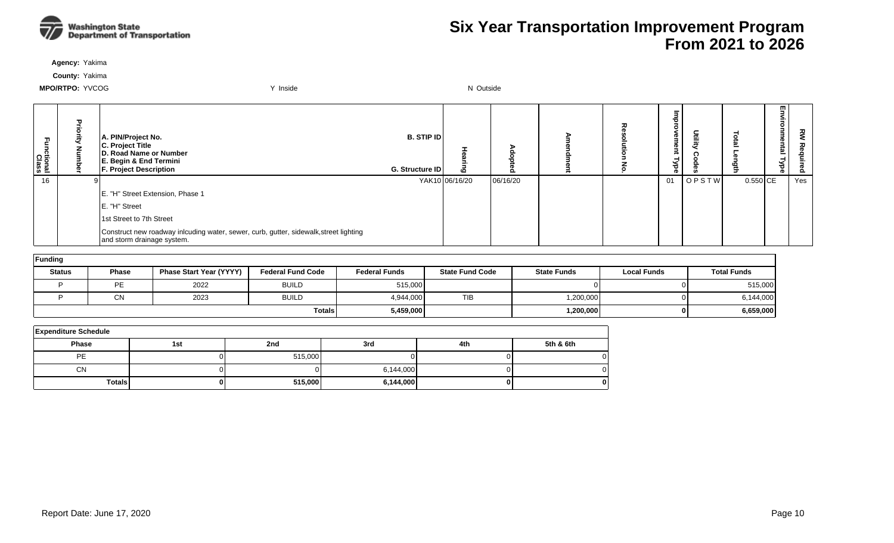# Six Year Transportation Improvement Program
## From 2021 to 2026

**Agency:** Yakima

**County:** Yakima

**MPO/RTPO:** YVCOG　　　Y Inside　　　N Outside

| Functional Class | Priority Number | A. PIN/Project No. / C. Project Title / D. Road Name or Number / E. Begin & End Termini / F. Project Description | B. STIP ID / G. Structure ID | Hearing | Adopted | Amendment | Resolution No. | Improvement Type | Utility Codes | Total Length | Environmental Type | RW Required |
|---|---|---|---|---|---|---|---|---|---|---|---|---|
| 16 | 9 | | YAK10 | 06/16/20 | 06/16/20 | | | 01 | O P S T W | 0.550 | CE | Yes |
| | | E. "H" Street Extension, Phase 1 | | | | | | | | | | |
| | | E. "H" Street | | | | | | | | | | |
| | | 1st Street to 7th Street | | | | | | | | | | |
| | | Construct new roadway inlcuding water, sewer, curb, gutter, sidewalk,street lighting and storm drainage system. | | | | | | | | | | |

**Funding**

| Status | Phase | Phase Start Year (YYYY) | Federal Fund Code | Federal Funds | State Fund Code | State Funds | Local Funds | Total Funds |
|---|---|---|---|---|---|---|---|---|
| P | PE | 2022 | BUILD | 515,000 | | 0 | 0 | 515,000 |
| P | CN | 2023 | BUILD | 4,944,000 | TIB | 1,200,000 | 0 | 6,144,000 |
| | | | **Totals** | **5,459,000** | | **1,200,000** | **0** | **6,659,000** |

**Expenditure Schedule**

| Phase | 1st | 2nd | 3rd | 4th | 5th & 6th |
|---|---|---|---|---|---|
| PE | 0 | 515,000 | 0 | 0 | 0 |
| CN | 0 | 0 | 6,144,000 | 0 | 0 |
| **Totals** | **0** | **515,000** | **6,144,000** | **0** | **0** |

Report Date: June 17, 2020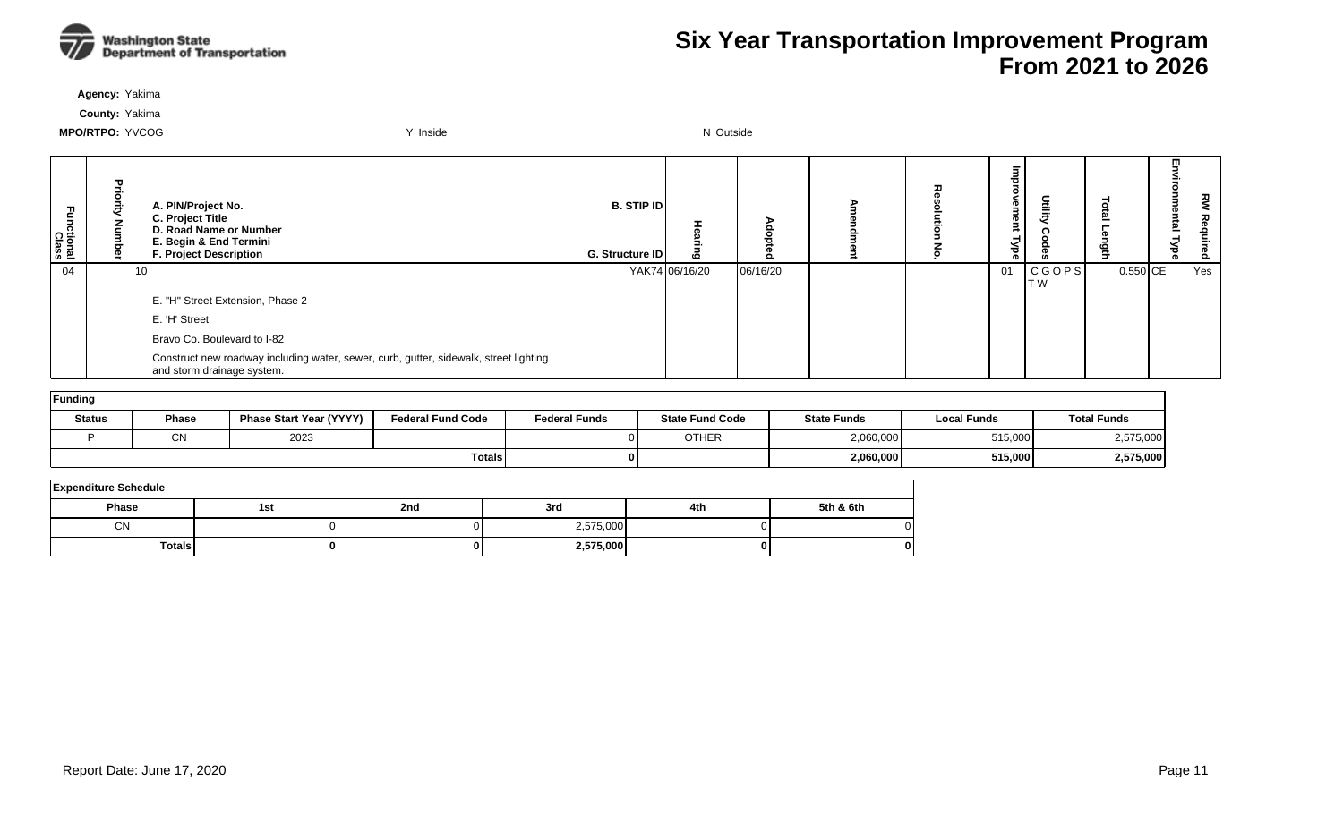# Six Year Transportation Improvement Program From 2021 to 2026

**Agency:** Yakima

**County:** Yakima

**MPO/RTPO:** YVCOG Y Inside N Outside

| Functional Class | Priority Number | A. PIN/Project No. C. Project Title D. Road Name or Number E. Begin & End Termini F. Project Description | B. STIP ID G. Structure ID | Hearing | Adopted | Amendment | Resolution No. | Improvement Type | Utility Codes | Total Length | Environmental Type | RW Required |
|---|---|---|---|---|---|---|---|---|---|---|---|---|
| 04 | 10 | | YAK74 | 06/16/20 | 06/16/20 | | | 01 | C G O P S T W | 0.550 | CE | Yes |
| | | E. "H" Street Extension, Phase 2 | | | | | | | | | | |
| | | E. 'H' Street | | | | | | | | | | |
| | | Bravo Co. Boulevard to I-82 | | | | | | | | | | |
| | | Construct new roadway including water, sewer, curb, gutter, sidewalk, street lighting and storm drainage system. | | | | | | | | | | |

**Funding**

| Status | Phase | Phase Start Year (YYYY) | Federal Fund Code | Federal Funds | State Fund Code | State Funds | Local Funds | Total Funds |
|---|---|---|---|---|---|---|---|---|
| P | CN | 2023 | | 0 | OTHER | 2,060,000 | 515,000 | 2,575,000 |
| | | | Totals | 0 | | 2,060,000 | 515,000 | 2,575,000 |

**Expenditure Schedule**

| Phase | 1st | 2nd | 3rd | 4th | 5th & 6th |
|---|---|---|---|---|---|
| CN | 0 | 0 | 2,575,000 | 0 | 0 |
| Totals | 0 | 0 | 2,575,000 | 0 | 0 |

Report Date: June 17, 2020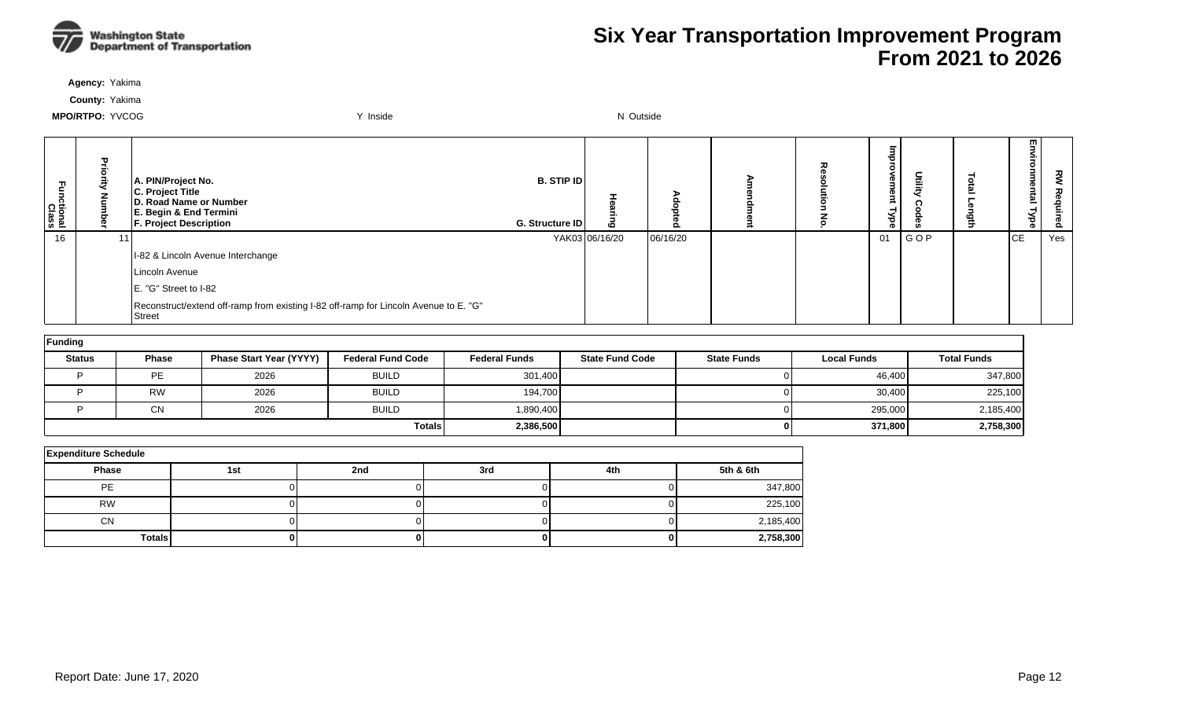# Six Year Transportation Improvement Program From 2021 to 2026

**Agency:** Yakima

**County:** Yakima

**MPO/RTPO:** YVCOG Y Inside N Outside

| Functional Class | Priority Number | A. PIN/Project No. C. Project Title D. Road Name or Number E. Begin & End Termini F. Project Description | B. STIP ID G. Structure ID | Hearing | Adopted | Amendment | Resolution No. | Improvement Type | Utility Codes | Total Length | Environmental Type | RW Required |
|---|---|---|---|---|---|---|---|---|---|---|---|---|
| 16 | 11 | | YAK03 | 06/16/20 | 06/16/20 | | | 01 | G O P | | CE | Yes |
| | | I-82 & Lincoln Avenue Interchange | | | | | | | | | | |
| | | Lincoln Avenue | | | | | | | | | | |
| | | E. "G" Street to I-82 | | | | | | | | | | |
| | | Reconstruct/extend off-ramp from existing I-82 off-ramp for Lincoln Avenue to E. "G" Street | | | | | | | | | | |

**Funding**

| Status | Phase | Phase Start Year (YYYY) | Federal Fund Code | Federal Funds | State Fund Code | State Funds | Local Funds | Total Funds |
|---|---|---|---|---|---|---|---|---|
| P | PE | 2026 | BUILD | 301,400 | | 0 | 46,400 | 347,800 |
| P | RW | 2026 | BUILD | 194,700 | | 0 | 30,400 | 225,100 |
| P | CN | 2026 | BUILD | 1,890,400 | | 0 | 295,000 | 2,185,400 |
| | | | **Totals** | **2,386,500** | | **0** | **371,800** | **2,758,300** |

**Expenditure Schedule**

| Phase | 1st | 2nd | 3rd | 4th | 5th & 6th |
|---|---|---|---|---|---|
| PE | 0 | 0 | 0 | 0 | 347,800 |
| RW | 0 | 0 | 0 | 0 | 225,100 |
| CN | 0 | 0 | 0 | 0 | 2,185,400 |
| **Totals** | **0** | **0** | **0** | **0** | **2,758,300** |

Report Date: June 17, 2020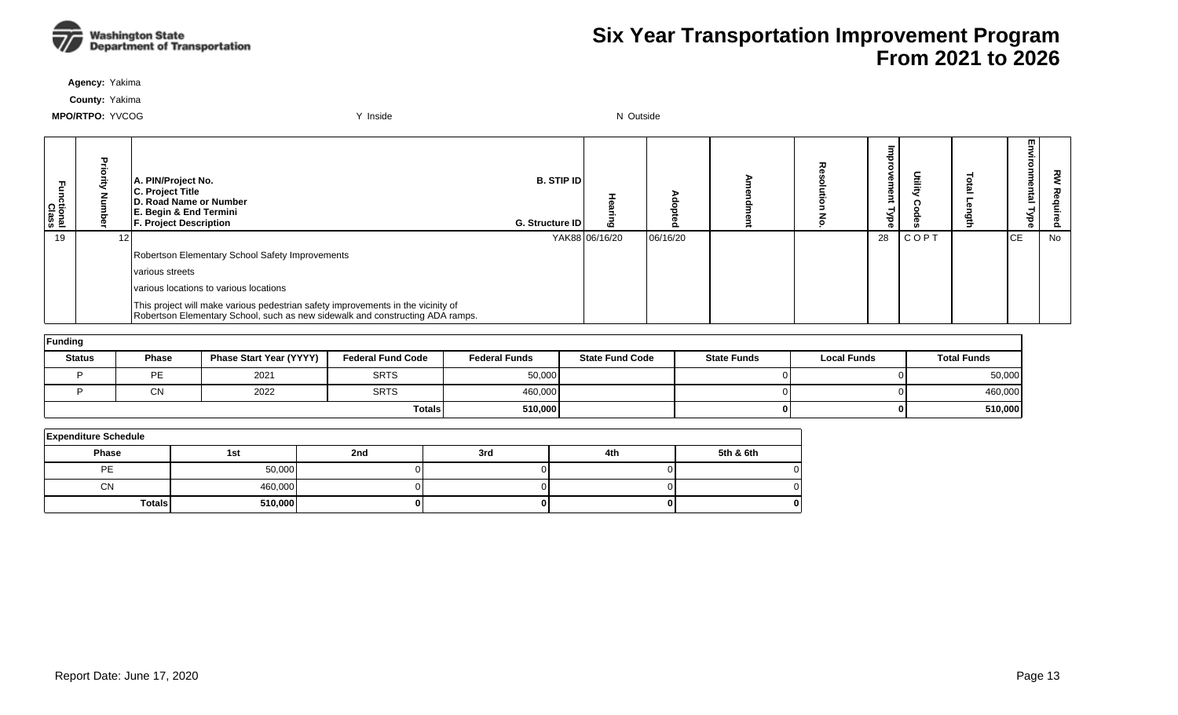# Six Year Transportation Improvement Program
# From 2021 to 2026

**Agency:** Yakima

**County:** Yakima

**MPO/RTPO:** YVCOG Y Inside N Outside

| Functional Class | Priority Number | A. PIN/Project No. C. Project Title D. Road Name or Number E. Begin & End Termini F. Project Description | B. STIP ID G. Structure ID | Hearing | Adopted | Amendment | Resolution No. | Improvement Type | Utility Codes | Total Length | Environmental Type | RW Required |
|---|---|---|---|---|---|---|---|---|---|---|---|---|
| 19 | 12 | | YAK88 | 06/16/20 | 06/16/20 | | | 28 | C O P T | | CE | No |
| | | Robertson Elementary School Safety Improvements | | | | | | | | | | |
| | | various streets | | | | | | | | | | |
| | | various locations to various locations | | | | | | | | | | |
| | | This project will make various pedestrian safety improvements in the vicinity of Robertson Elementary School, such as new sidewalk and constructing ADA ramps. | | | | | | | | | | |

**Funding**

| Status | Phase | Phase Start Year (YYYY) | Federal Fund Code | Federal Funds | State Fund Code | State Funds | Local Funds | Total Funds |
|---|---|---|---|---|---|---|---|---|
| P | PE | 2021 | SRTS | 50,000 | | 0 | 0 | 50,000 |
| P | CN | 2022 | SRTS | 460,000 | | 0 | 0 | 460,000 |
| | | | **Totals** | **510,000** | | **0** | **0** | **510,000** |

**Expenditure Schedule**

| Phase | 1st | 2nd | 3rd | 4th | 5th & 6th |
|---|---|---|---|---|---|
| PE | 50,000 | 0 | 0 | 0 | 0 |
| CN | 460,000 | 0 | 0 | 0 | 0 |
| **Totals** | **510,000** | **0** | **0** | **0** | **0** |

Report Date: June 17, 2020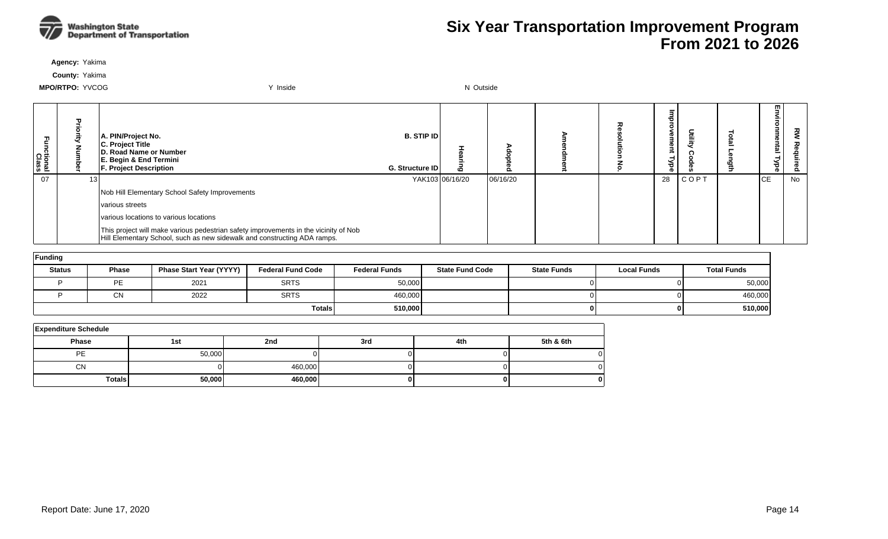# Six Year Transportation Improvement Program From 2021 to 2026

**Agency:** Yakima

**County:** Yakima

**MPO/RTPO:** YVCOG Y Inside N Outside

| Functional Class | Priority Number | A. PIN/Project No. C. Project Title D. Road Name or Number E. Begin & End Termini F. Project Description | B. STIP ID G. Structure ID | Hearing | Adopted | Amendment | Resolution No. | Improvement Type | Utility Codes | Total Length | Environmental Type | RW Required |
|---|---|---|---|---|---|---|---|---|---|---|---|---|
| 07 | 13 | | YAK103 | 06/16/20 | 06/16/20 | | | 28 | C O P T | | CE | No |
| | | Nob Hill Elementary School Safety Improvements | | | | | | | | | | |
| | | various streets | | | | | | | | | | |
| | | various locations to various locations | | | | | | | | | | |
| | | This project will make various pedestrian safety improvements in the vicinity of Nob Hill Elementary School, such as new sidewalk and constructing ADA ramps. | | | | | | | | | | |

**Funding**

| Status | Phase | Phase Start Year (YYYY) | Federal Fund Code | Federal Funds | State Fund Code | State Funds | Local Funds | Total Funds |
|---|---|---|---|---|---|---|---|---|
| P | PE | 2021 | SRTS | 50,000 | | 0 | 0 | 50,000 |
| P | CN | 2022 | SRTS | 460,000 | | 0 | 0 | 460,000 |
| | | | **Totals** | **510,000** | | **0** | **0** | **510,000** |

**Expenditure Schedule**

| Phase | 1st | 2nd | 3rd | 4th | 5th & 6th |
|---|---|---|---|---|---|
| PE | 50,000 | 0 | 0 | 0 | 0 |
| CN | 0 | 460,000 | 0 | 0 | 0 |
| **Totals** | **50,000** | **460,000** | **0** | **0** | **0** |

Report Date: June 17, 2020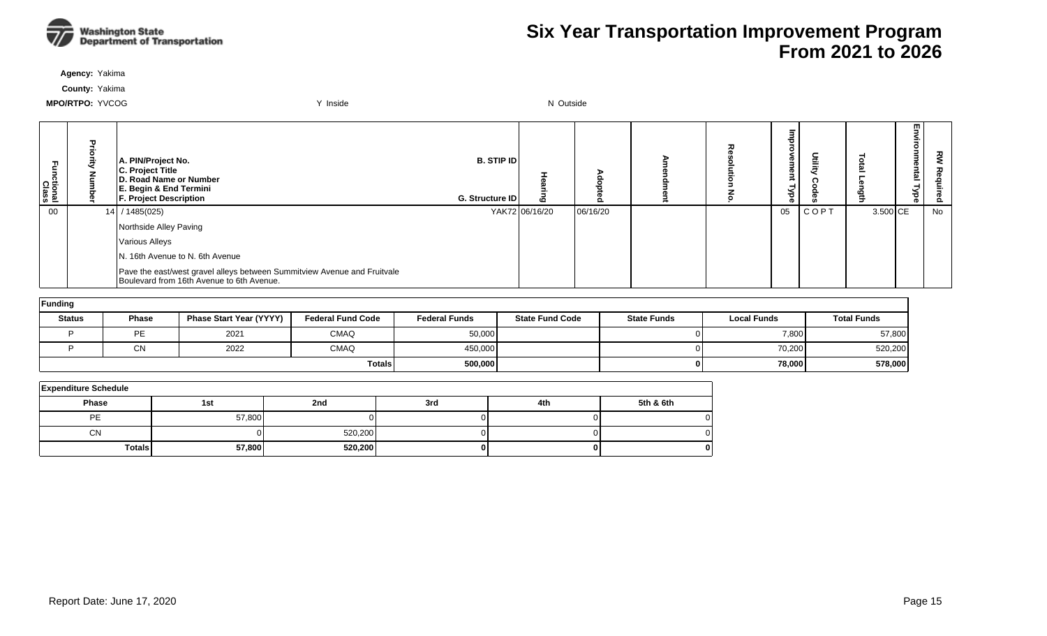# Six Year Transportation Improvement Program From 2021 to 2026

**Agency:** Yakima

**County:** Yakima

**MPO/RTPO:** YVCOG Y Inside N Outside

| Functional Class | Priority Number | A. PIN/Project No. C. Project Title D. Road Name or Number E. Begin & End Termini F. Project Description | B. STIP ID G. Structure ID | Hearing | Adopted | Amendment | Resolution No. | Improvement Type | Utility Codes | Total Length | Environmental Type | RW Required |
|---|---|---|---|---|---|---|---|---|---|---|---|---|
| 00 | 14 | / 1485(025) | YAK72 | 06/16/20 | 06/16/20 | | | 05 | C O P T | 3.500 | CE | No |
| | | Northside Alley Paving | | | | | | | | | | |
| | | Various Alleys | | | | | | | | | | |
| | | N. 16th Avenue to N. 6th Avenue | | | | | | | | | | |
| | | Pave the east/west gravel alleys between Summitview Avenue and Fruitvale Boulevard from 16th Avenue to 6th Avenue. | | | | | | | | | | |

**Funding**

| Status | Phase | Phase Start Year (YYYY) | Federal Fund Code | Federal Funds | State Fund Code | State Funds | Local Funds | Total Funds |
|---|---|---|---|---|---|---|---|---|
| P | PE | 2021 | CMAQ | 50,000 | | 0 | 7,800 | 57,800 |
| P | CN | 2022 | CMAQ | 450,000 | | 0 | 70,200 | 520,200 |
| | | | Totals | 500,000 | | 0 | 78,000 | 578,000 |

**Expenditure Schedule**

| Phase | 1st | 2nd | 3rd | 4th | 5th & 6th |
|---|---|---|---|---|---|
| PE | 57,800 | 0 | 0 | 0 | 0 |
| CN | 0 | 520,200 | 0 | 0 | 0 |
| Totals | 57,800 | 520,200 | 0 | 0 | 0 |

Report Date: June 17, 2020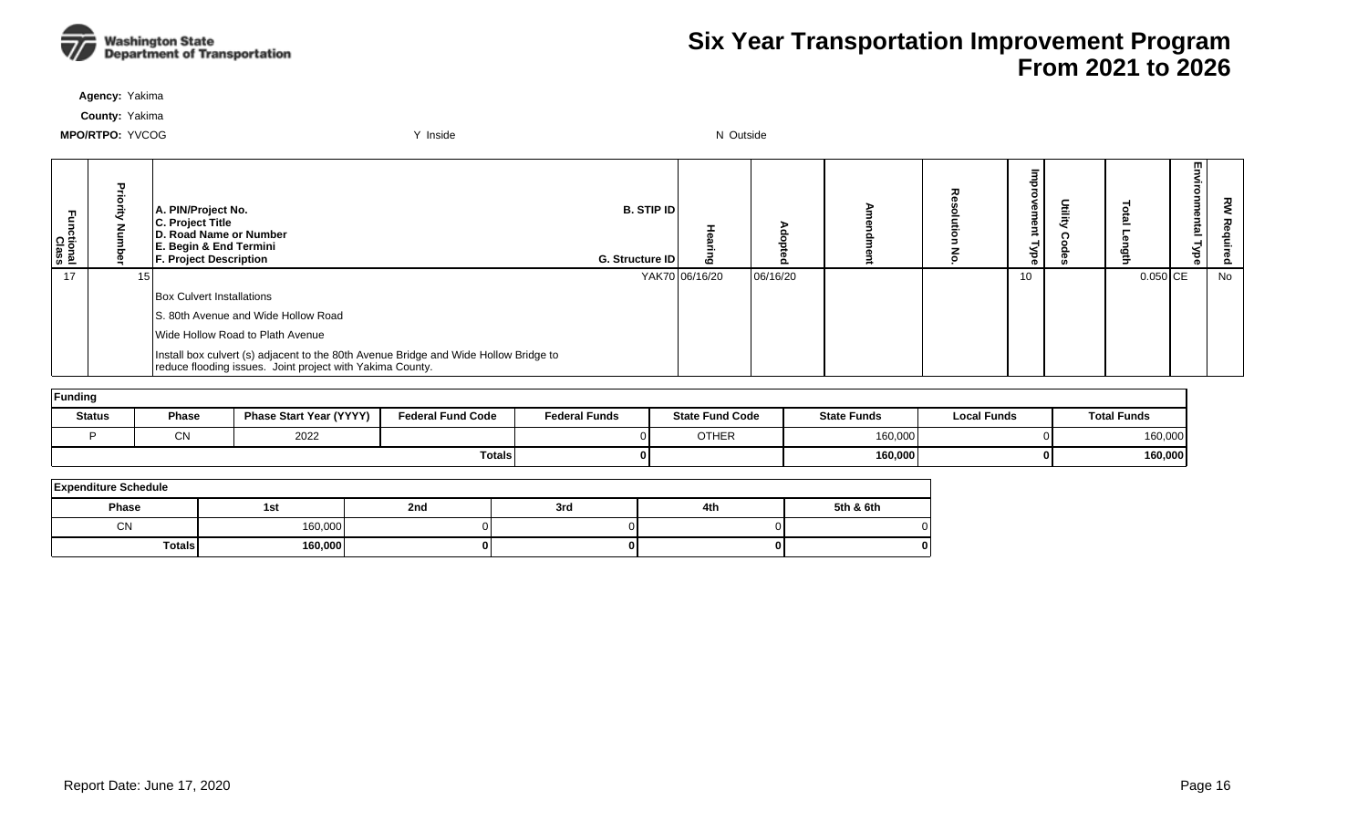# Six Year Transportation Improvement Program
# From 2021 to 2026

**Agency:** Yakima

**County:** Yakima

**MPO/RTPO:** YVCOG　　Y Inside　　N Outside

| Functional Class | Priority Number | A. PIN/Project No. C. Project Title D. Road Name or Number E. Begin & End Termini F. Project Description | B. STIP ID G. Structure ID | Hearing | Adopted | Amendment | Resolution No. | Improvement Type | Utility Codes | Total Length | Environmental Type | RW Required |
|---|---|---|---|---|---|---|---|---|---|---|---|---|
| 17 | 15 | | YAK70 | 06/16/20 | 06/16/20 | | | 10 | | 0.050 | CE | No |
| | | Box Culvert Installations | | | | | | | | | | |
| | | S. 80th Avenue and Wide Hollow Road | | | | | | | | | | |
| | | Wide Hollow Road to Plath Avenue | | | | | | | | | | |
| | | Install box culvert (s) adjacent to the 80th Avenue Bridge and Wide Hollow Bridge to reduce flooding issues. Joint project with Yakima County. | | | | | | | | | | |

**Funding**

| Status | Phase | Phase Start Year (YYYY) | Federal Fund Code | Federal Funds | State Fund Code | State Funds | Local Funds | Total Funds |
|---|---|---|---|---|---|---|---|---|
| P | CN | 2022 | | 0 | OTHER | 160,000 | 0 | 160,000 |
| | | | | **Totals** **0** | | **160,000** | **0** | **160,000** |

**Expenditure Schedule**

| Phase | 1st | 2nd | 3rd | 4th | 5th & 6th |
|---|---|---|---|---|---|
| CN | 160,000 | 0 | 0 | 0 | 0 |
| **Totals** | **160,000** | **0** | **0** | **0** | **0** |

Report Date: June 17, 2020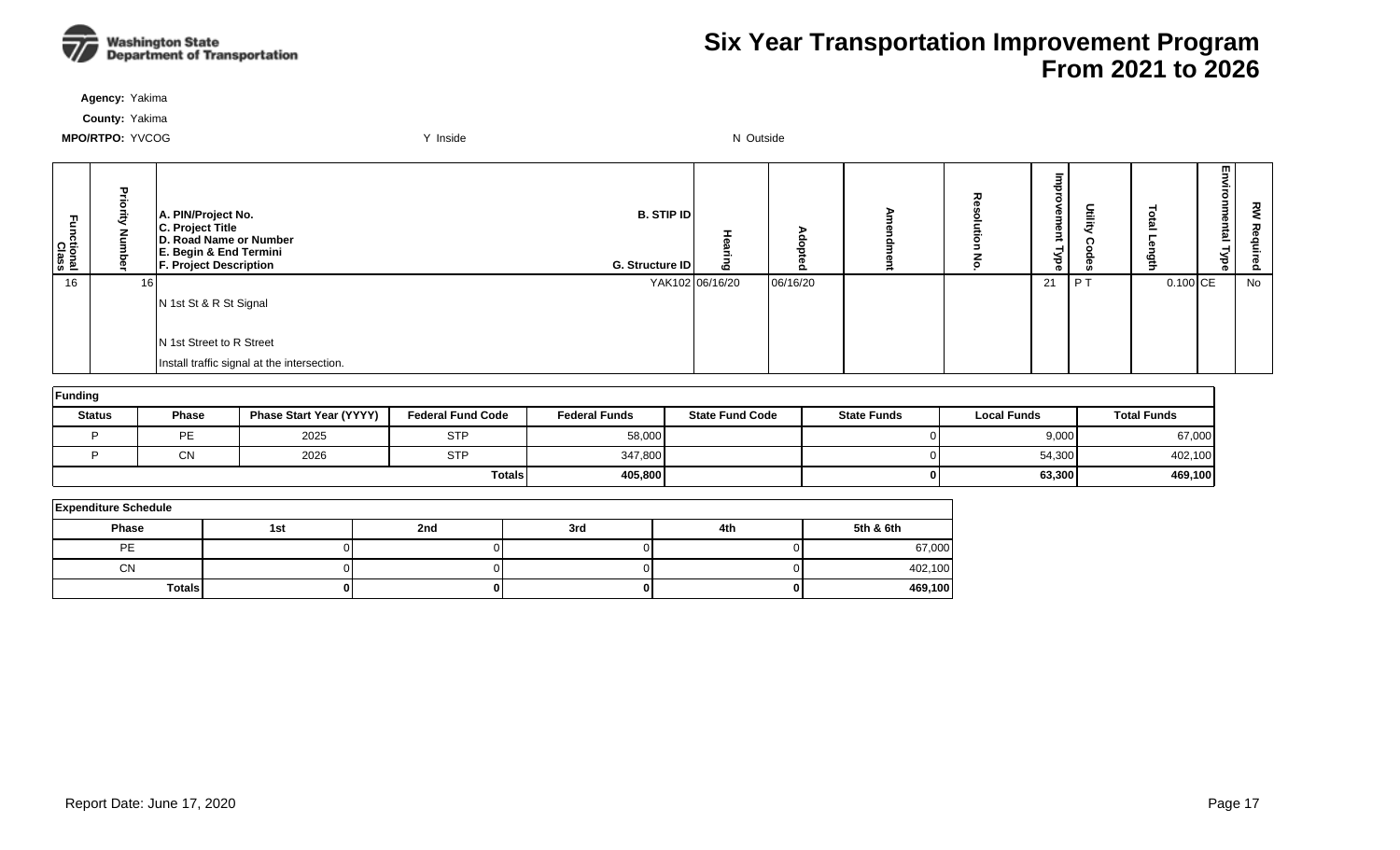# Six Year Transportation Improvement Program
# From 2021 to 2026

**Agency:** Yakima

**County:** Yakima

**MPO/RTPO:** YVCOG Y Inside N Outside

| Functional Class | Priority Number | A. PIN/Project No. C. Project Title D. Road Name or Number E. Begin & End Termini F. Project Description | B. STIP ID G. Structure ID | Hearing | Adopted | Amendment | Resolution No. | Improvement Type | Utility Codes | Total Length | Environmental Type | RW Required |
|---|---|---|---|---|---|---|---|---|---|---|---|---|
| 16 | 16 | N 1st St & R St Signal<br><br>N 1st Street to R Street<br>Install traffic signal at the intersection. | YAK102 | 06/16/20 | 06/16/20 | | | 21 | P T | 0.100 | CE | No |

**Funding**

| Status | Phase | Phase Start Year (YYYY) | Federal Fund Code | Federal Funds | State Fund Code | State Funds | Local Funds | Total Funds |
|---|---|---|---|---|---|---|---|---|
| P | PE | 2025 | STP | 58,000 | | 0 | 9,000 | 67,000 |
| P | CN | 2026 | STP | 347,800 | | 0 | 54,300 | 402,100 |
| | | | **Totals** | **405,800** | | **0** | **63,300** | **469,100** |

**Expenditure Schedule**

| Phase | 1st | 2nd | 3rd | 4th | 5th & 6th |
|---|---|---|---|---|---|
| PE | 0 | 0 | 0 | 0 | 67,000 |
| CN | 0 | 0 | 0 | 0 | 402,100 |
| **Totals** | **0** | **0** | **0** | **0** | **469,100** |

Report Date: June 17, 2020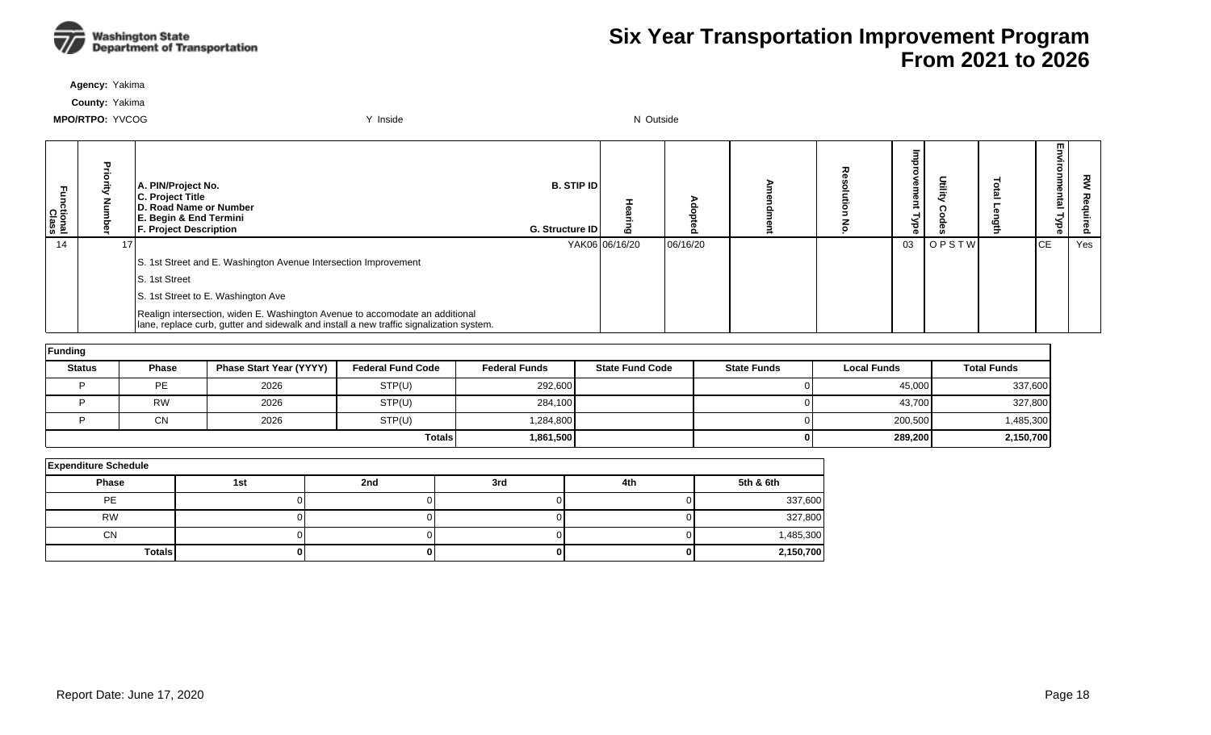# Six Year Transportation Improvement Program
# From 2021 to 2026

**Agency:** Yakima

**County:** Yakima

**MPO/RTPO:** YVCOG Y Inside N Outside

| Functional Class | Priority Number | A. PIN/Project No. C. Project Title D. Road Name or Number E. Begin & End Termini F. Project Description | B. STIP ID G. Structure ID | Hearing | Adopted | Amendment | Resolution No. | Improvement Type | Utility Codes | Total Length | Environmental Type | RW Required |
|---|---|---|---|---|---|---|---|---|---|---|---|---|
| 14 | 17 | | YAK06 | 06/16/20 | 06/16/20 | | | 03 | O P S T W | | CE | Yes |
| | | S. 1st Street and E. Washington Avenue Intersection Improvement | | | | | | | | | | |
| | | S. 1st Street | | | | | | | | | | |
| | | S. 1st Street to E. Washington Ave | | | | | | | | | | |
| | | Realign intersection, widen E. Washington Avenue to accomodate an additional lane, replace curb, gutter and sidewalk and install a new traffic signalization system. | | | | | | | | | | |

**Funding**

| Status | Phase | Phase Start Year (YYYY) | Federal Fund Code | Federal Funds | State Fund Code | State Funds | Local Funds | Total Funds |
|---|---|---|---|---|---|---|---|---|
| P | PE | 2026 | STP(U) | 292,600 | | 0 | 45,000 | 337,600 |
| P | RW | 2026 | STP(U) | 284,100 | | 0 | 43,700 | 327,800 |
| P | CN | 2026 | STP(U) | 1,284,800 | | 0 | 200,500 | 1,485,300 |
| | | | **Totals** | **1,861,500** | | **0** | **289,200** | **2,150,700** |

**Expenditure Schedule**

| Phase | 1st | 2nd | 3rd | 4th | 5th & 6th |
|---|---|---|---|---|---|
| PE | 0 | 0 | 0 | 0 | 337,600 |
| RW | 0 | 0 | 0 | 0 | 327,800 |
| CN | 0 | 0 | 0 | 0 | 1,485,300 |
| **Totals** | **0** | **0** | **0** | **0** | **2,150,700** |

Report Date: June 17, 2020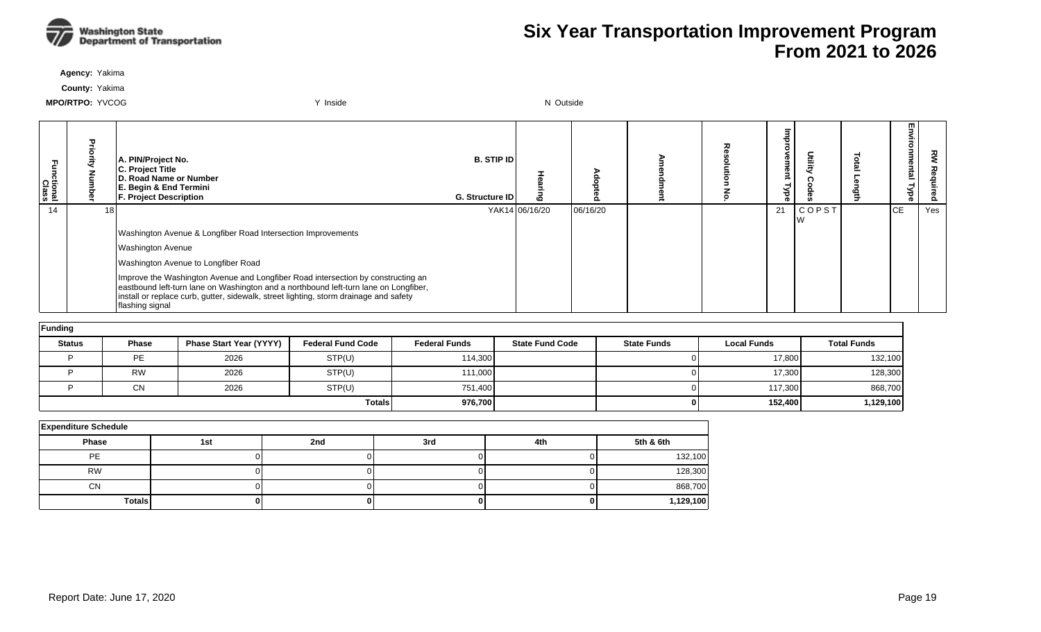# Six Year Transportation Improvement Program From 2021 to 2026

**Agency:** Yakima

**County:** Yakima

**MPO/RTPO:** YVCOG Y Inside N Outside

| Functional Class | Priority Number | A. PIN/Project No. C. Project Title D. Road Name or Number E. Begin & End Termini F. Project Description | B. STIP ID G. Structure ID | Hearing | Adopted | Amendment | Resolution No. | Improvement Type | Utility Codes | Total Length | Environmental Type | RW Required |
|---|---|---|---|---|---|---|---|---|---|---|---|---|
| 14 | 18 | | YAK14 | 06/16/20 | 06/16/20 | | | 21 | C O P S T W | | CE | Yes |
| | | Washington Avenue & Longfiber Road Intersection Improvements | | | | | | | | | | |
| | | Washington Avenue | | | | | | | | | | |
| | | Washington Avenue to Longfiber Road | | | | | | | | | | |
| | | Improve the Washington Avenue and Longfiber Road intersection by constructing an eastbound left-turn lane on Washington and a northbound left-turn lane on Longfiber, install or replace curb, gutter, sidewalk, street lighting, storm drainage and safety flashing signal | | | | | | | | | | |

**Funding**

| Status | Phase | Phase Start Year (YYYY) | Federal Fund Code | Federal Funds | State Fund Code | State Funds | Local Funds | Total Funds |
|---|---|---|---|---|---|---|---|---|
| P | PE | 2026 | STP(U) | 114,300 | | 0 | 17,800 | 132,100 |
| P | RW | 2026 | STP(U) | 111,000 | | 0 | 17,300 | 128,300 |
| P | CN | 2026 | STP(U) | 751,400 | | 0 | 117,300 | 868,700 |
| | | | **Totals** | **976,700** | | **0** | **152,400** | **1,129,100** |

**Expenditure Schedule**

| Phase | 1st | 2nd | 3rd | 4th | 5th & 6th |
|---|---|---|---|---|---|
| PE | 0 | 0 | 0 | 0 | 132,100 |
| RW | 0 | 0 | 0 | 0 | 128,300 |
| CN | 0 | 0 | 0 | 0 | 868,700 |
| **Totals** | **0** | **0** | **0** | **0** | **1,129,100** |

Report Date: June 17, 2020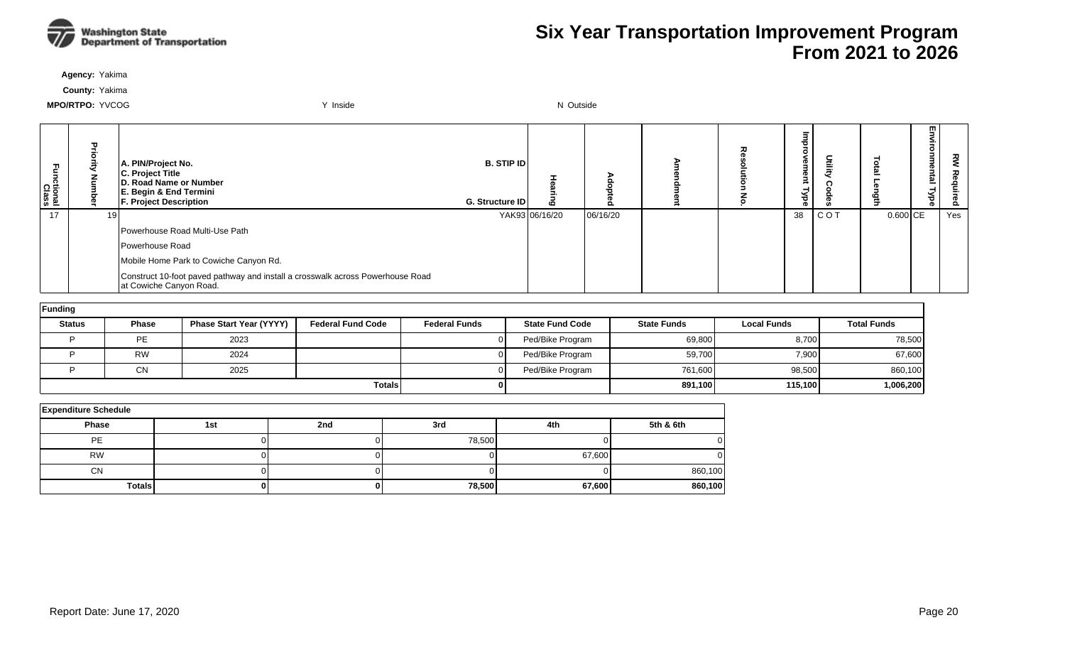# Six Year Transportation Improvement Program From 2021 to 2026

**Agency:** Yakima

**County:** Yakima

**MPO/RTPO:** YVCOG Y Inside N Outside

| Functional Class | Priority Number | A. PIN/Project No. C. Project Title D. Road Name or Number E. Begin & End Termini F. Project Description | B. STIP ID G. Structure ID | Hearing | Adopted | Amendment | Resolution No. | Improvement Type | Utility Codes | Total Length | Environmental Type | RW Required |
|---|---|---|---|---|---|---|---|---|---|---|---|---|
| 17 | 19 | Powerhouse Road Multi-Use Path<br>Powerhouse Road<br>Mobile Home Park to Cowiche Canyon Rd.<br>Construct 10-foot paved pathway and install a crosswalk across Powerhouse Road at Cowiche Canyon Road. | YAK93 | 06/16/20 | 06/16/20 | | | 38 | C O T | 0.600 | CE | Yes |

**Funding**

| Status | Phase | Phase Start Year (YYYY) | Federal Fund Code | Federal Funds | State Fund Code | State Funds | Local Funds | Total Funds |
|---|---|---|---|---|---|---|---|---|
| P | PE | 2023 | | 0 | Ped/Bike Program | 69,800 | 8,700 | 78,500 |
| P | RW | 2024 | | 0 | Ped/Bike Program | 59,700 | 7,900 | 67,600 |
| P | CN | 2025 | | 0 | Ped/Bike Program | 761,600 | 98,500 | 860,100 |
| | | | **Totals** | **0** | | **891,100** | **115,100** | **1,006,200** |

**Expenditure Schedule**

| Phase | 1st | 2nd | 3rd | 4th | 5th & 6th |
|---|---|---|---|---|---|
| PE | 0 | 0 | 78,500 | 0 | 0 |
| RW | 0 | 0 | 0 | 67,600 | 0 |
| CN | 0 | 0 | 0 | 0 | 860,100 |
| **Totals** | **0** | **0** | **78,500** | **67,600** | **860,100** |

Report Date: June 17, 2020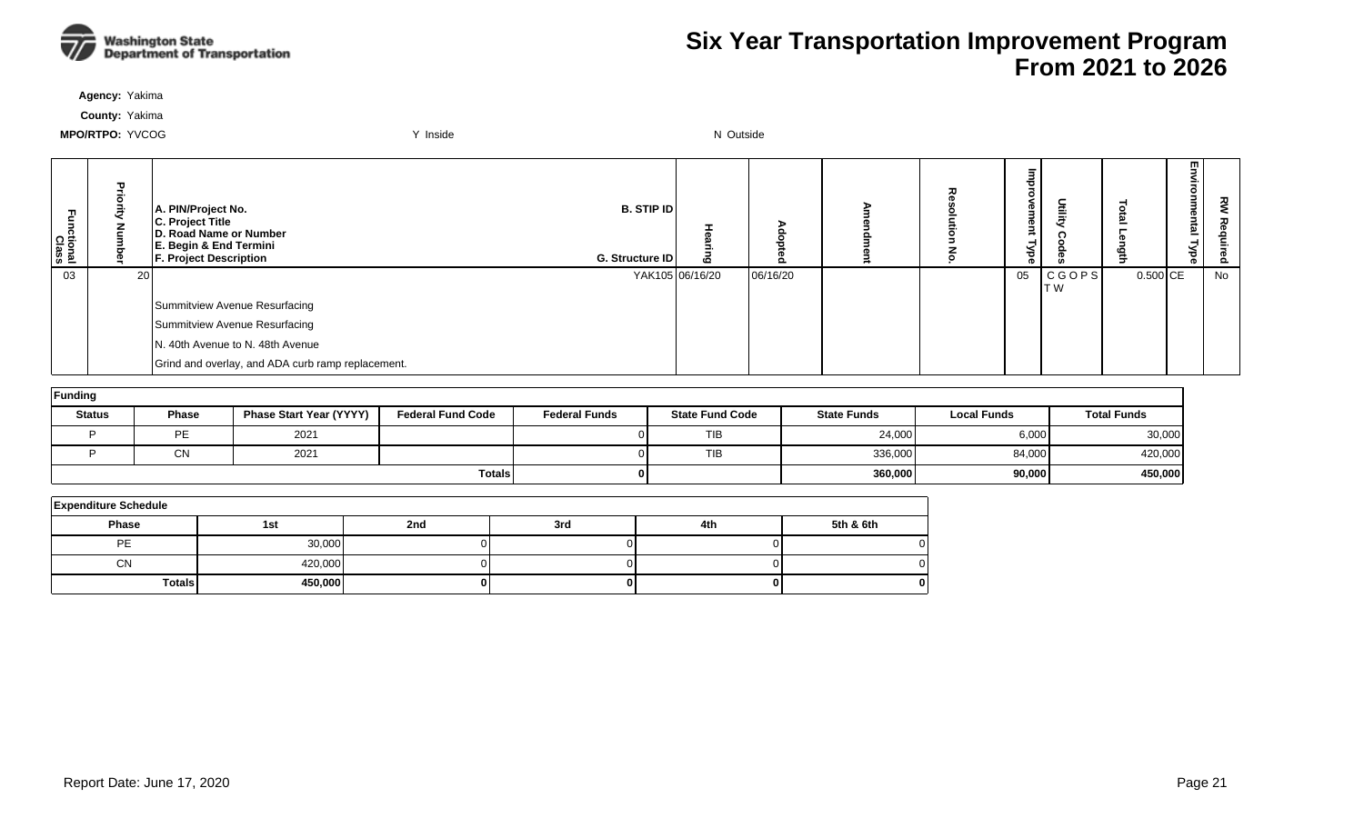# Six Year Transportation Improvement Program From 2021 to 2026

**Agency:** Yakima

**County:** Yakima

**MPO/RTPO:** YVCOG Y Inside N Outside

| Functional Class | Priority Number | A. PIN/Project No. C. Project Title D. Road Name or Number E. Begin & End Termini F. Project Description | B. STIP ID G. Structure ID | Hearing | Adopted | Amendment | Resolution No. | Improvement Type | Utility Codes | Total Length | Environmental Type | RW Required |
|---|---|---|---|---|---|---|---|---|---|---|---|---|
| 03 | 20 | | YAK105 | 06/16/20 | 06/16/20 | | | 05 | C G O P S T W | 0.500 | CE | No |
| | | Summitview Avenue Resurfacing | | | | | | | | | | |
| | | Summitview Avenue Resurfacing | | | | | | | | | | |
| | | N. 40th Avenue to N. 48th Avenue | | | | | | | | | | |
| | | Grind and overlay, and ADA curb ramp replacement. | | | | | | | | | | |

**Funding**

| Status | Phase | Phase Start Year (YYYY) | Federal Fund Code | Federal Funds | State Fund Code | State Funds | Local Funds | Total Funds |
|---|---|---|---|---|---|---|---|---|
| P | PE | 2021 | | 0 | TIB | 24,000 | 6,000 | 30,000 |
| P | CN | 2021 | | 0 | TIB | 336,000 | 84,000 | 420,000 |
| | | | Totals | **0** | | **360,000** | **90,000** | **450,000** |

**Expenditure Schedule**

| Phase | 1st | 2nd | 3rd | 4th | 5th & 6th |
|---|---|---|---|---|---|
| PE | 30,000 | 0 | 0 | 0 | 0 |
| CN | 420,000 | 0 | 0 | 0 | 0 |
| Totals | **450,000** | **0** | **0** | **0** | **0** |

Report Date: June 17, 2020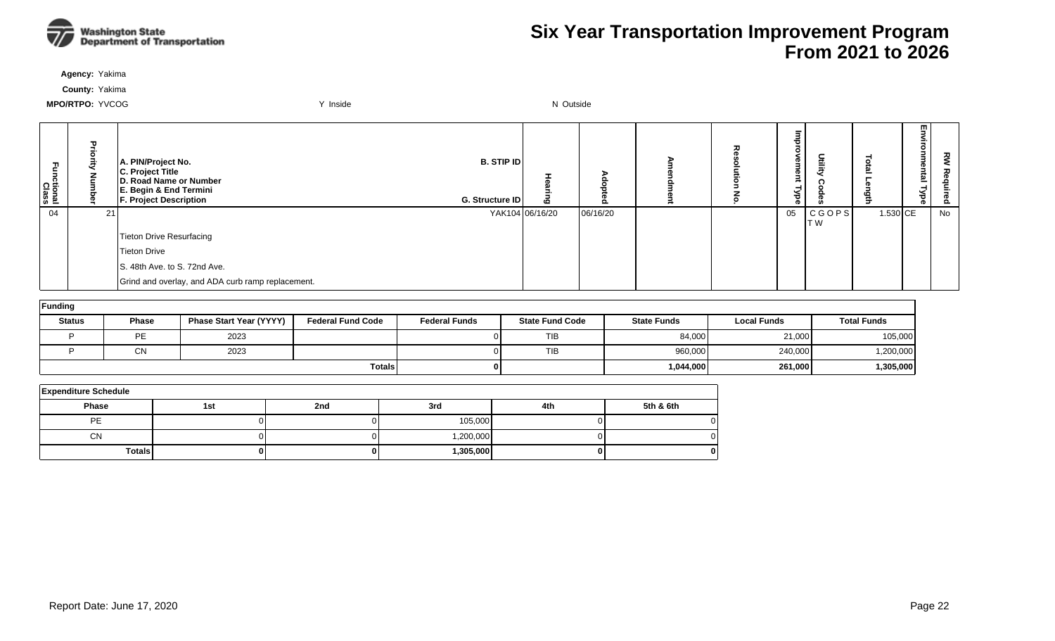# Six Year Transportation Improvement Program From 2021 to 2026

**Agency:** Yakima

**County:** Yakima

**MPO/RTPO:** YVCOG    Y Inside    N Outside

| Functional Class | Priority Number | A. PIN/Project No. C. Project Title D. Road Name or Number E. Begin & End Termini F. Project Description | B. STIP ID G. Structure ID | Hearing | Adopted | Amendment | Resolution No. | Improvement Type | Utility Codes | Total Length | Environmental Type | RW Required |
|---|---|---|---|---|---|---|---|---|---|---|---|---|
| 04 | 21 | | YAK104 | 06/16/20 | 06/16/20 | | | 05 | C G O P S T W | 1.530 | CE | No |
| | | Tieton Drive Resurfacing | | | | | | | | | | |
| | | Tieton Drive | | | | | | | | | | |
| | | S. 48th Ave. to S. 72nd Ave. | | | | | | | | | | |
| | | Grind and overlay, and ADA curb ramp replacement. | | | | | | | | | | |

**Funding**

| Status | Phase | Phase Start Year (YYYY) | Federal Fund Code | Federal Funds | State Fund Code | State Funds | Local Funds | Total Funds |
|---|---|---|---|---|---|---|---|---|
| P | PE | 2023 | | 0 | TIB | 84,000 | 21,000 | 105,000 |
| P | CN | 2023 | | 0 | TIB | 960,000 | 240,000 | 1,200,000 |
| | | | **Totals** | **0** | | **1,044,000** | **261,000** | **1,305,000** |

**Expenditure Schedule**

| Phase | 1st | 2nd | 3rd | 4th | 5th & 6th |
|---|---|---|---|---|---|
| PE | 0 | 0 | 105,000 | 0 | 0 |
| CN | 0 | 0 | 1,200,000 | 0 | 0 |
| **Totals** | **0** | **0** | **1,305,000** | **0** | **0** |

Report Date: June 17, 2020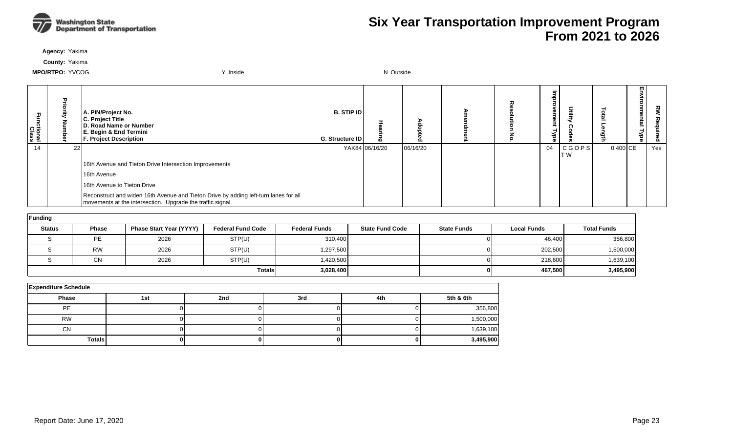# Six Year Transportation Improvement Program From 2021 to 2026

**Agency:** Yakima

**County:** Yakima

**MPO/RTPO:** YVCOG Y Inside N Outside

| Functional Class | Priority Number | A. PIN/Project No. C. Project Title D. Road Name or Number E. Begin & End Termini F. Project Description | B. STIP ID G. Structure ID | Hearing | Adopted | Amendment | Resolution No. | Improvement Type | Utility Codes | Total Length | Environmental Type | RW Required |
|---|---|---|---|---|---|---|---|---|---|---|---|---|
| 14 | 22 | | YAK84 | 06/16/20 | 06/16/20 | | | 04 | C G O P S T W | 0.400 | CE | Yes |
| | | 16th Avenue and Tieton Drive Intersection Improvements | | | | | | | | | | |
| | | 16th Avenue | | | | | | | | | | |
| | | 16th Avenue to Tieton Drive | | | | | | | | | | |
| | | Reconstruct and widen 16th Avenue and Tieton Drive by adding left-turn lanes for all movements at the intersection. Upgrade the traffic signal. | | | | | | | | | | |

**Funding**

| Status | Phase | Phase Start Year (YYYY) | Federal Fund Code | Federal Funds | State Fund Code | State Funds | Local Funds | Total Funds |
|---|---|---|---|---|---|---|---|---|
| S | PE | 2026 | STP(U) | 310,400 | | 0 | 46,400 | 356,800 |
| S | RW | 2026 | STP(U) | 1,297,500 | | 0 | 202,500 | 1,500,000 |
| S | CN | 2026 | STP(U) | 1,420,500 | | 0 | 218,600 | 1,639,100 |
| | | | **Totals** | **3,028,400** | | **0** | **467,500** | **3,495,900** |

**Expenditure Schedule**

| Phase | 1st | 2nd | 3rd | 4th | 5th & 6th |
|---|---|---|---|---|---|
| PE | 0 | 0 | 0 | 0 | 356,800 |
| RW | 0 | 0 | 0 | 0 | 1,500,000 |
| CN | 0 | 0 | 0 | 0 | 1,639,100 |
| **Totals** | **0** | **0** | **0** | **0** | **3,495,900** |

Report Date: June 17, 2020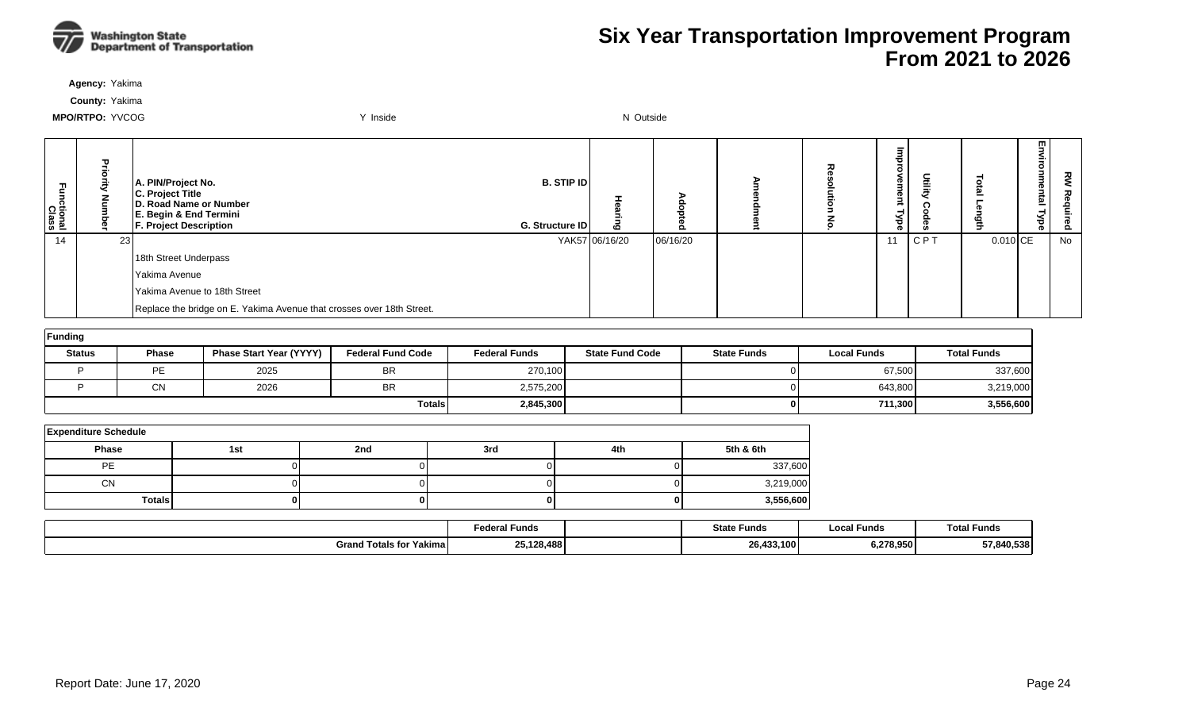# Six Year Transportation Improvement Program
# From 2021 to 2026

**Agency:** Yakima

**County:** Yakima

**MPO/RTPO:** YVCOG　　Y Inside　　N Outside

| Functional Class | Priority Number | A. PIN/Project No. C. Project Title D. Road Name or Number E. Begin & End Termini F. Project Description | B. STIP ID G. Structure ID | Hearing | Adopted | Amendment | Resolution No. | Improvement Type | Utility Codes | Total Length | Environmental Type | RW Required |
|---|---|---|---|---|---|---|---|---|---|---|---|---|
| 14 | 23 | | YAK57 | 06/16/20 | 06/16/20 | | | 11 | C P T | 0.010 | CE | No |
| | | 18th Street Underpass | | | | | | | | | | |
| | | Yakima Avenue | | | | | | | | | | |
| | | Yakima Avenue to 18th Street | | | | | | | | | | |
| | | Replace the bridge on E. Yakima Avenue that crosses over 18th Street. | | | | | | | | | | |

**Funding**

| Status | Phase | Phase Start Year (YYYY) | Federal Fund Code | Federal Funds | State Fund Code | State Funds | Local Funds | Total Funds |
|---|---|---|---|---|---|---|---|---|
| P | PE | 2025 | BR | 270,100 | | 0 | 67,500 | 337,600 |
| P | CN | 2026 | BR | 2,575,200 | | 0 | 643,800 | 3,219,000 |
| | | | **Totals** | **2,845,300** | | **0** | **711,300** | **3,556,600** |

**Expenditure Schedule**

| Phase | 1st | 2nd | 3rd | 4th | 5th & 6th |
|---|---|---|---|---|---|
| PE | 0 | 0 | 0 | 0 | 337,600 |
| CN | 0 | 0 | 0 | 0 | 3,219,000 |
| **Totals** | **0** | **0** | **0** | **0** | **3,556,600** |

| | Federal Funds | | State Funds | Local Funds | Total Funds |
|---|---|---|---|---|---|
| **Grand Totals for Yakima** | **25,128,488** | | **26,433,100** | **6,278,950** | **57,840,538** |

Report Date: June 17, 2020